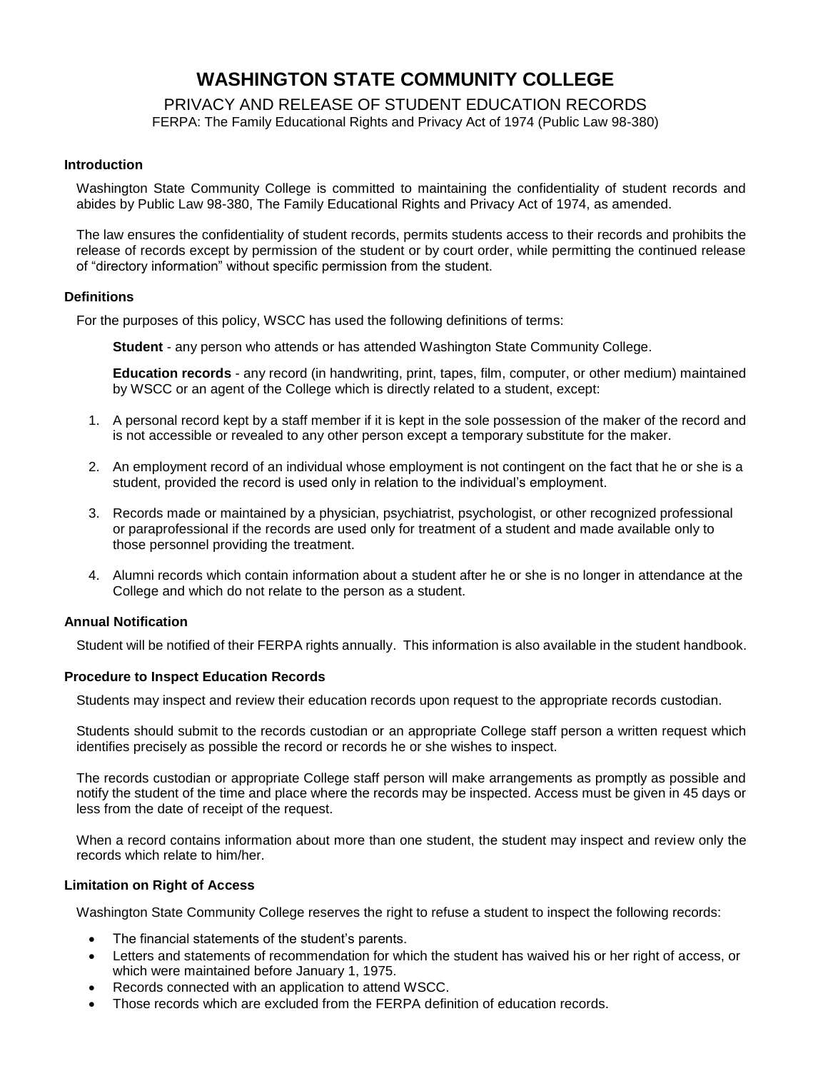# WASHINGTON STATE COMMUNITY COLLEGE

## PRIVACY AND RELEASE OF STUDENT EDUCATION RECORDS

FERPA: The Family Educational Rights and Privacy Act of 1974 (Public Law 98-380)

### Introduction

Washington State Community College is committed to maintaining the confidentiality of student records and abides by Public Law 98-380, The Family Educational Rights and Privacy Act of 1974, as amended.

The law ensures the confidentiality of student records, permits students access to their records and prohibits the release of records except by permission of the student or by court order, while permitting the continued release of "directory information" without specific permission from the student.

### Definitions

For the purposes of this policy, WSCC has used the following definitions of terms:

**Student** - any person who attends or has attended Washington State Community College.

**Education records** - any record (in handwriting, print, tapes, film, computer, or other medium) maintained by WSCC or an agent of the College which is directly related to a student, except:

1. A personal record kept by a staff member if it is kept in the sole possession of the maker of the record and is not accessible or revealed to any other person except a temporary substitute for the maker.
2. An employment record of an individual whose employment is not contingent on the fact that he or she is a student, provided the record is used only in relation to the individual's employment.
3. Records made or maintained by a physician, psychiatrist, psychologist, or other recognized professional or paraprofessional if the records are used only for treatment of a student and made available only to those personnel providing the treatment.
4. Alumni records which contain information about a student after he or she is no longer in attendance at the College and which do not relate to the person as a student.

### Annual Notification

Student will be notified of their FERPA rights annually. This information is also available in the student handbook.

### Procedure to Inspect Education Records

Students may inspect and review their education records upon request to the appropriate records custodian.

Students should submit to the records custodian or an appropriate College staff person a written request which identifies precisely as possible the record or records he or she wishes to inspect.

The records custodian or appropriate College staff person will make arrangements as promptly as possible and notify the student of the time and place where the records may be inspected. Access must be given in 45 days or less from the date of receipt of the request.

When a record contains information about more than one student, the student may inspect and review only the records which relate to him/her.

### Limitation on Right of Access

Washington State Community College reserves the right to refuse a student to inspect the following records:

- The financial statements of the student's parents.
- Letters and statements of recommendation for which the student has waived his or her right of access, or which were maintained before January 1, 1975.
- Records connected with an application to attend WSCC.
- Those records which are excluded from the FERPA definition of education records.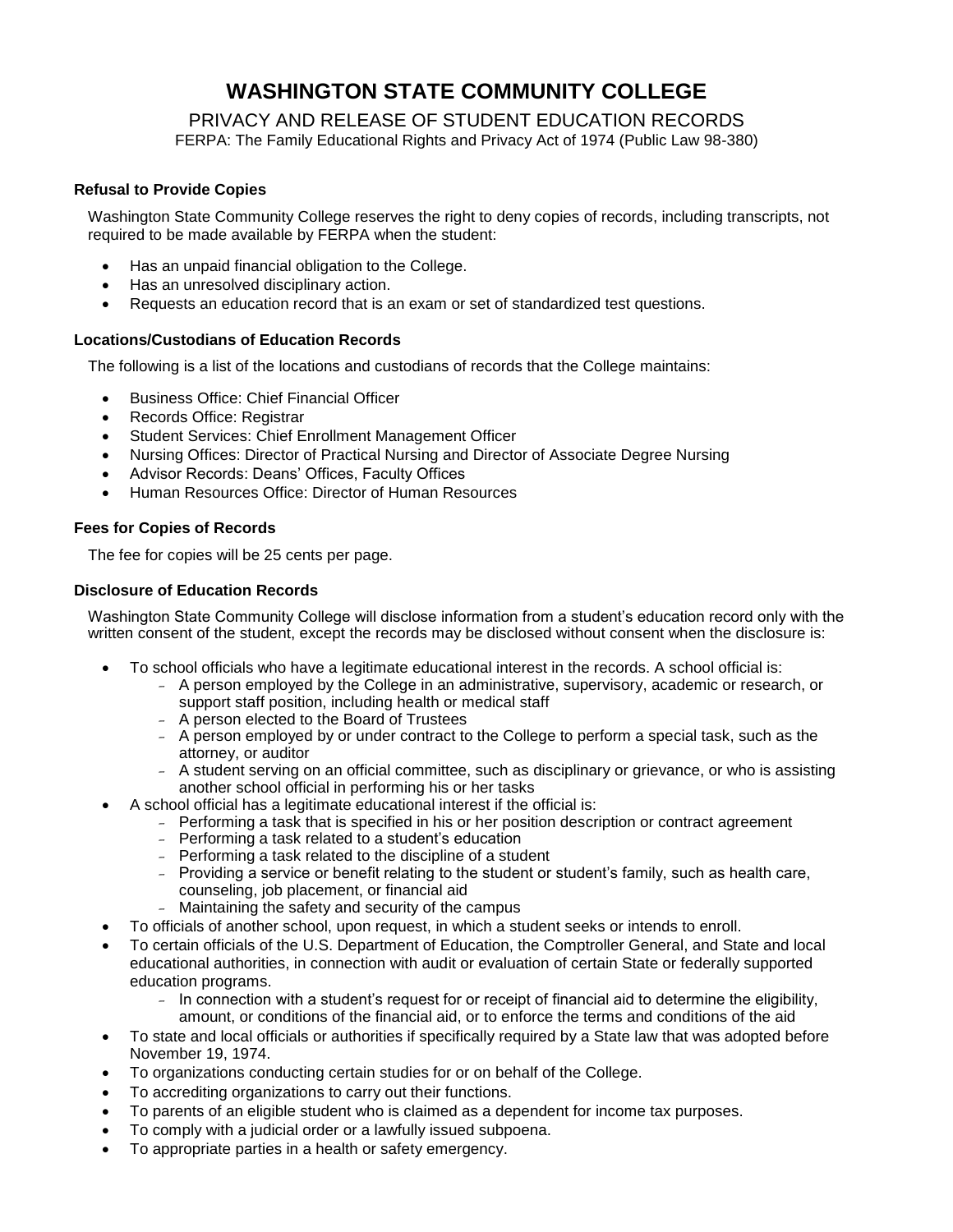# WASHINGTON STATE COMMUNITY COLLEGE

## PRIVACY AND RELEASE OF STUDENT EDUCATION RECORDS

FERPA: The Family Educational Rights and Privacy Act of 1974 (Public Law 98-380)

### Refusal to Provide Copies

Washington State Community College reserves the right to deny copies of records, including transcripts, not required to be made available by FERPA when the student:

- Has an unpaid financial obligation to the College.
- Has an unresolved disciplinary action.
- Requests an education record that is an exam or set of standardized test questions.

### Locations/Custodians of Education Records

The following is a list of the locations and custodians of records that the College maintains:

- Business Office: Chief Financial Officer
- Records Office: Registrar
- Student Services: Chief Enrollment Management Officer
- Nursing Offices: Director of Practical Nursing and Director of Associate Degree Nursing
- Advisor Records: Deans' Offices, Faculty Offices
- Human Resources Office: Director of Human Resources

### Fees for Copies of Records

The fee for copies will be 25 cents per page.

### Disclosure of Education Records

Washington State Community College will disclose information from a student's education record only with the written consent of the student, except the records may be disclosed without consent when the disclosure is:

- To school officials who have a legitimate educational interest in the records. A school official is:
  - A person employed by the College in an administrative, supervisory, academic or research, or support staff position, including health or medical staff
  - A person elected to the Board of Trustees
  - A person employed by or under contract to the College to perform a special task, such as the attorney, or auditor
  - A student serving on an official committee, such as disciplinary or grievance, or who is assisting another school official in performing his or her tasks
- A school official has a legitimate educational interest if the official is:
  - Performing a task that is specified in his or her position description or contract agreement
  - Performing a task related to a student's education
  - Performing a task related to the discipline of a student
  - Providing a service or benefit relating to the student or student's family, such as health care, counseling, job placement, or financial aid
  - Maintaining the safety and security of the campus
- To officials of another school, upon request, in which a student seeks or intends to enroll.
- To certain officials of the U.S. Department of Education, the Comptroller General, and State and local educational authorities, in connection with audit or evaluation of certain State or federally supported education programs.
  - In connection with a student's request for or receipt of financial aid to determine the eligibility, amount, or conditions of the financial aid, or to enforce the terms and conditions of the aid
- To state and local officials or authorities if specifically required by a State law that was adopted before November 19, 1974.
- To organizations conducting certain studies for or on behalf of the College.
- To accrediting organizations to carry out their functions.
- To parents of an eligible student who is claimed as a dependent for income tax purposes.
- To comply with a judicial order or a lawfully issued subpoena.
- To appropriate parties in a health or safety emergency.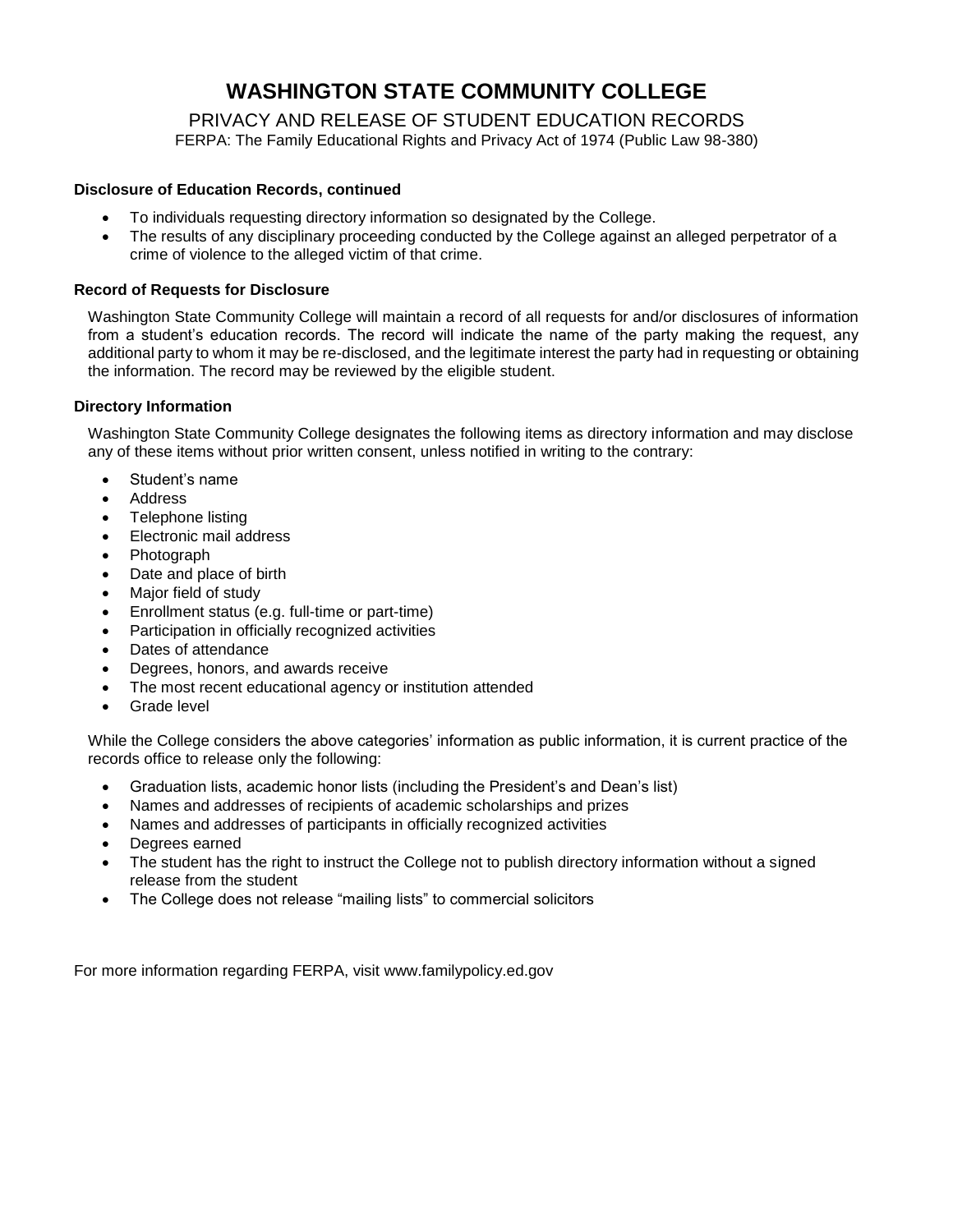# WASHINGTON STATE COMMUNITY COLLEGE

PRIVACY AND RELEASE OF STUDENT EDUCATION RECORDS

FERPA: The Family Educational Rights and Privacy Act of 1974 (Public Law 98-380)

### Disclosure of Education Records, continued

- To individuals requesting directory information so designated by the College.
- The results of any disciplinary proceeding conducted by the College against an alleged perpetrator of a crime of violence to the alleged victim of that crime.

### Record of Requests for Disclosure

Washington State Community College will maintain a record of all requests for and/or disclosures of information from a student's education records. The record will indicate the name of the party making the request, any additional party to whom it may be re-disclosed, and the legitimate interest the party had in requesting or obtaining the information. The record may be reviewed by the eligible student.

### Directory Information

Washington State Community College designates the following items as directory information and may disclose any of these items without prior written consent, unless notified in writing to the contrary:

- Student's name
- Address
- Telephone listing
- Electronic mail address
- Photograph
- Date and place of birth
- Major field of study
- Enrollment status (e.g. full-time or part-time)
- Participation in officially recognized activities
- Dates of attendance
- Degrees, honors, and awards receive
- The most recent educational agency or institution attended
- Grade level

While the College considers the above categories' information as public information, it is current practice of the records office to release only the following:

- Graduation lists, academic honor lists (including the President's and Dean's list)
- Names and addresses of recipients of academic scholarships and prizes
- Names and addresses of participants in officially recognized activities
- Degrees earned
- The student has the right to instruct the College not to publish directory information without a signed release from the student
- The College does not release "mailing lists" to commercial solicitors

For more information regarding FERPA, visit www.familypolicy.ed.gov